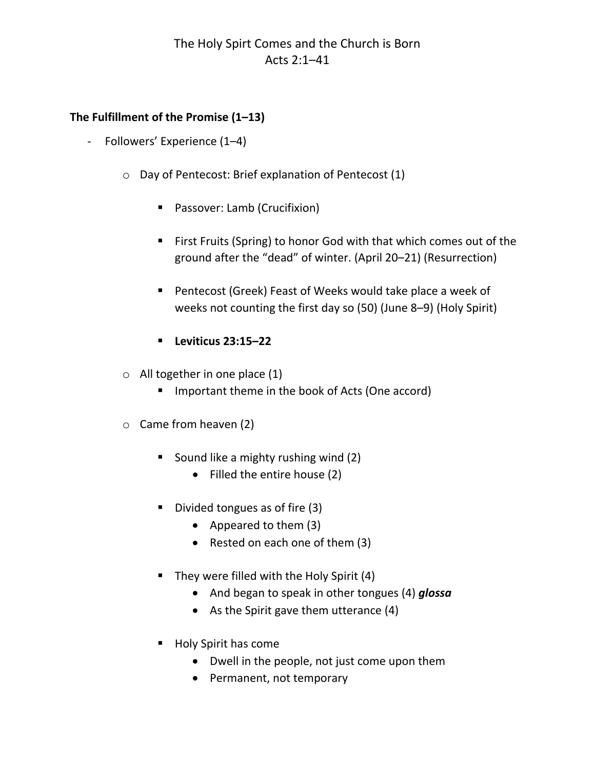# The Holy Spirt Comes and the Church is Born
# Acts 2:1–41

**The Fulfillment of the Promise (1–13)**

- Followers' Experience (1–4)
  - Day of Pentecost: Brief explanation of Pentecost (1)
    - Passover: Lamb (Crucifixion)
    - First Fruits (Spring) to honor God with that which comes out of the ground after the "dead" of winter. (April 20–21) (Resurrection)
    - Pentecost (Greek) Feast of Weeks would take place a week of weeks not counting the first day so (50) (June 8–9) (Holy Spirit)
    - **Leviticus 23:15–22**
  - All together in one place (1)
    - Important theme in the book of Acts (One accord)
  - Came from heaven (2)
    - Sound like a mighty rushing wind (2)
      - Filled the entire house (2)
    - Divided tongues as of fire (3)
      - Appeared to them (3)
      - Rested on each one of them (3)
    - They were filled with the Holy Spirit (4)
      - And began to speak in other tongues (4) ***glossa***
      - As the Spirit gave them utterance (4)
    - Holy Spirit has come
      - Dwell in the people, not just come upon them
      - Permanent, not temporary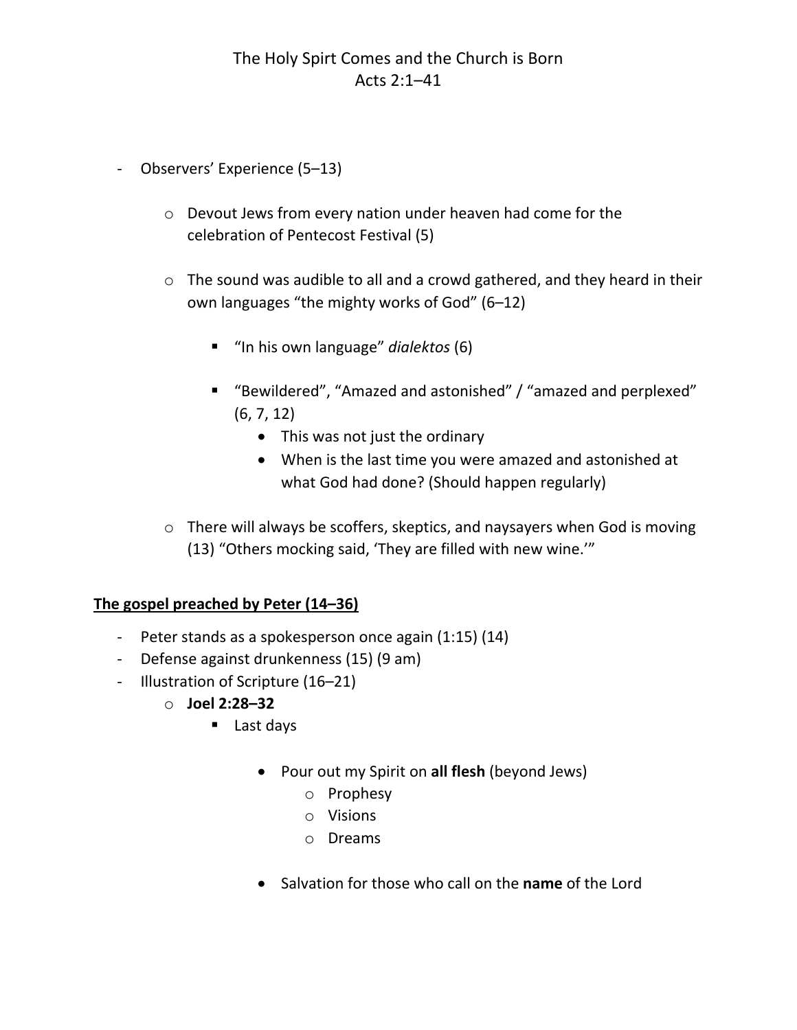The Holy Spirt Comes and the Church is Born
Acts 2:1–41

- Observers' Experience (5–13)
  - Devout Jews from every nation under heaven had come for the celebration of Pentecost Festival (5)
  - The sound was audible to all and a crowd gathered, and they heard in their own languages "the mighty works of God" (6–12)
    - "In his own language" *dialektos* (6)
    - "Bewildered", "Amazed and astonished" / "amazed and perplexed" (6, 7, 12)
      - This was not just the ordinary
      - When is the last time you were amazed and astonished at what God had done? (Should happen regularly)
  - There will always be scoffers, skeptics, and naysayers when God is moving (13) "Others mocking said, 'They are filled with new wine.'"

**<u>The gospel preached by Peter (14–36)</u>**

- Peter stands as a spokesperson once again (1:15) (14)
- Defense against drunkenness (15) (9 am)
- Illustration of Scripture (16–21)
  - **Joel 2:28–32**
    - Last days
      - Pour out my Spirit on **all flesh** (beyond Jews)
        - Prophesy
        - Visions
        - Dreams
      - Salvation for those who call on the **name** of the Lord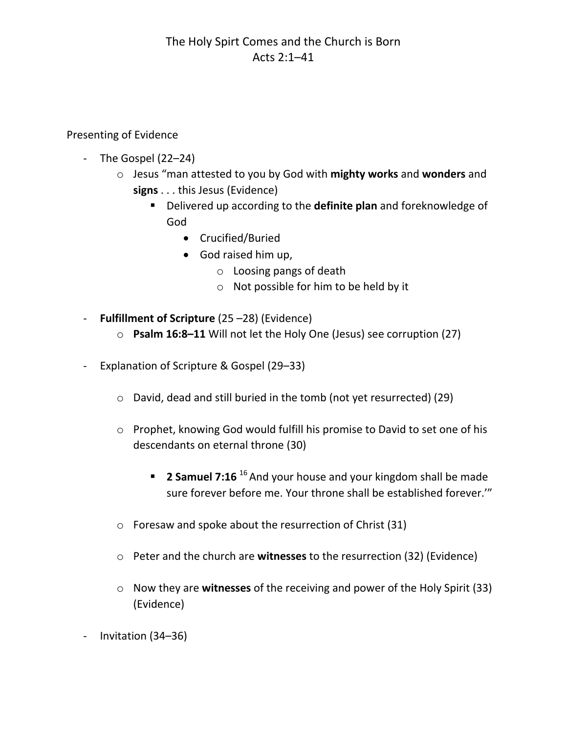# The Holy Spirt Comes and the Church is Born
## Acts 2:1–41

Presenting of Evidence

- The Gospel (22–24)
  - Jesus "man attested to you by God with **mighty works** and **wonders** and **signs** . . . this Jesus (Evidence)
    - Delivered up according to the **definite plan** and foreknowledge of God
      - Crucified/Buried
      - God raised him up,
        - Loosing pangs of death
        - Not possible for him to be held by it

- **Fulfillment of Scripture** (25 –28) (Evidence)
  - **Psalm 16:8–11** Will not let the Holy One (Jesus) see corruption (27)

- Explanation of Scripture & Gospel (29–33)
  - David, dead and still buried in the tomb (not yet resurrected) (29)
  - Prophet, knowing God would fulfill his promise to David to set one of his descendants on eternal throne (30)
    - **2 Samuel 7:16** [16] And your house and your kingdom shall be made sure forever before me. Your throne shall be established forever.'"
  - Foresaw and spoke about the resurrection of Christ (31)
  - Peter and the church are **witnesses** to the resurrection (32) (Evidence)
  - Now they are **witnesses** of the receiving and power of the Holy Spirit (33) (Evidence)

- Invitation (34–36)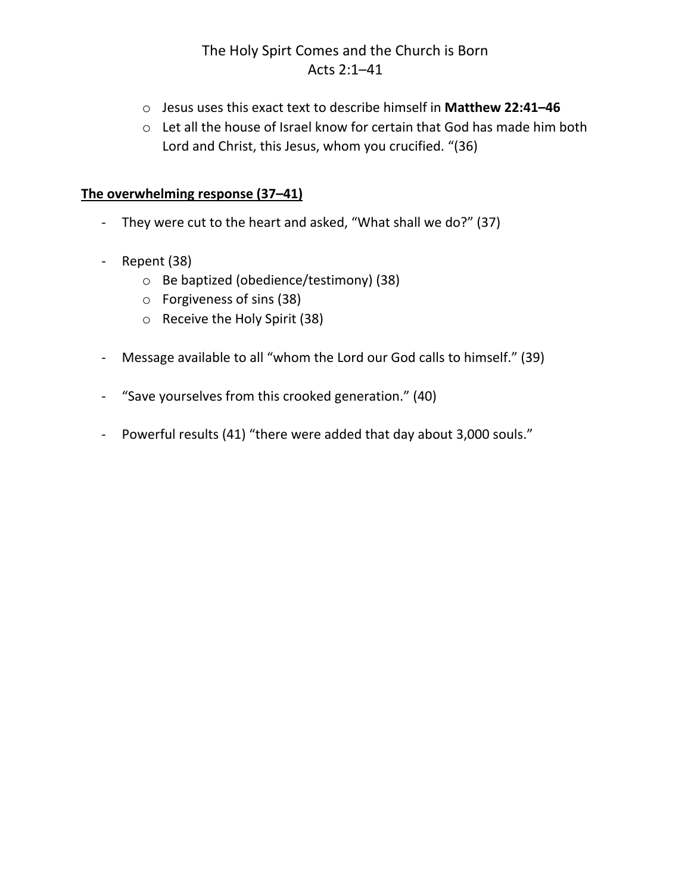- Jesus uses this exact text to describe himself in **Matthew 22:41–46**
  - Let all the house of Israel know for certain that God has made him both Lord and Christ, this Jesus, whom you crucified. "(36)

**<u>The overwhelming response (37–41)</u>**

- They were cut to the heart and asked, "What shall we do?" (37)

- Repent (38)
  - Be baptized (obedience/testimony) (38)
  - Forgiveness of sins (38)
  - Receive the Holy Spirit (38)

- Message available to all "whom the Lord our God calls to himself." (39)

- "Save yourselves from this crooked generation." (40)

- Powerful results (41) "there were added that day about 3,000 souls."